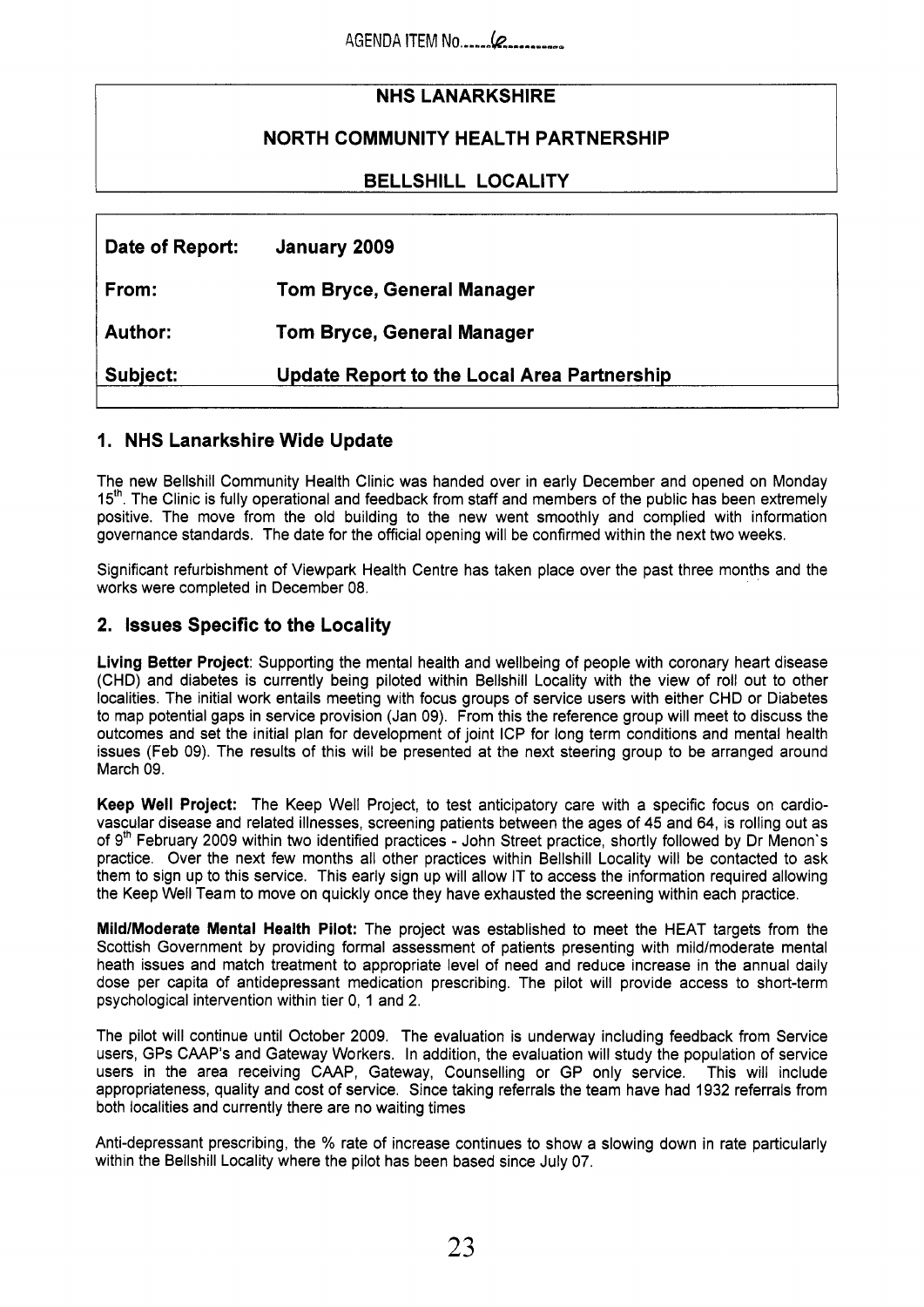AGENDA ITEM No......6.........

**NHS LANARKSHIRE**

**NORTH COMMUNITY HEALTH PARTNERSHIP**

**BELLSHILL LOCALITY**

| | |
|---|---|
| **Date of Report:** | **January 2009** |
| **From:** | **Tom Bryce, General Manager** |
| **Author:** | **Tom Bryce, General Manager** |
| **Subject:** | **Update Report to the Local Area Partnership** |

## 1. NHS Lanarkshire Wide Update

The new Bellshill Community Health Clinic was handed over in early December and opened on Monday 15th. The Clinic is fully operational and feedback from staff and members of the public has been extremely positive. The move from the old building to the new went smoothly and complied with information governance standards. The date for the official opening will be confirmed within the next two weeks.

Significant refurbishment of Viewpark Health Centre has taken place over the past three months and the works were completed in December 08.

## 2. Issues Specific to the Locality

**Living Better Project**: Supporting the mental health and wellbeing of people with coronary heart disease (CHD) and diabetes is currently being piloted within Bellshill Locality with the view of roll out to other localities. The initial work entails meeting with focus groups of service users with either CHD or Diabetes to map potential gaps in service provision (Jan 09). From this the reference group will meet to discuss the outcomes and set the initial plan for development of joint ICP for long term conditions and mental health issues (Feb 09). The results of this will be presented at the next steering group to be arranged around March 09.

**Keep Well Project:** The Keep Well Project, to test anticipatory care with a specific focus on cardio-vascular disease and related illnesses, screening patients between the ages of 45 and 64, is rolling out as of 9th February 2009 within two identified practices - John Street practice, shortly followed by Dr Menon`s practice. Over the next few months all other practices within Bellshill Locality will be contacted to ask them to sign up to this service. This early sign up will allow IT to access the information required allowing the Keep Well Team to move on quickly once they have exhausted the screening within each practice.

**Mild/Moderate Mental Health Pilot:** The project was established to meet the HEAT targets from the Scottish Government by providing formal assessment of patients presenting with mild/moderate mental heath issues and match treatment to appropriate level of need and reduce increase in the annual daily dose per capita of antidepressant medication prescribing. The pilot will provide access to short-term psychological intervention within tier 0, 1 and 2.

The pilot will continue until October 2009. The evaluation is underway including feedback from Service users, GPs CAAP's and Gateway Workers. In addition, the evaluation will study the population of service users in the area receiving CAAP, Gateway, Counselling or GP only service. This will include appropriateness, quality and cost of service. Since taking referrals the team have had 1932 referrals from both localities and currently there are no waiting times

Anti-depressant prescribing, the % rate of increase continues to show a slowing down in rate particularly within the Bellshill Locality where the pilot has been based since July 07.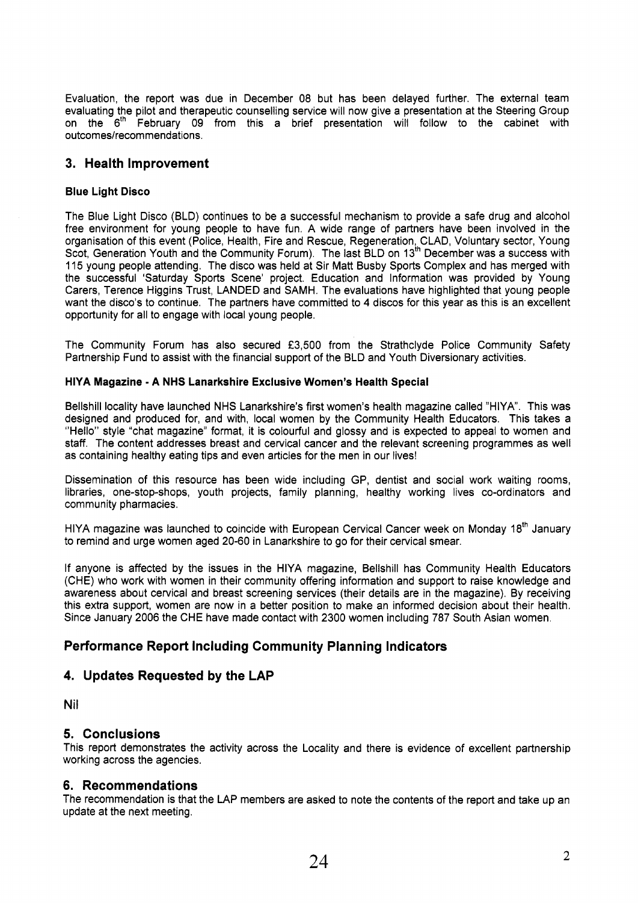Evaluation, the report was due in December 08 but has been delayed further. The external team evaluating the pilot and therapeutic counselling service will now give a presentation at the Steering Group on the 6th February 09 from this a brief presentation will follow to the cabinet with outcomes/recommendations.

## 3. Health Improvement

### Blue Light Disco

The Blue Light Disco (BLD) continues to be a successful mechanism to provide a safe drug and alcohol free environment for young people to have fun. A wide range of partners have been involved in the organisation of this event (Police, Health, Fire and Rescue, Regeneration, CLAD, Voluntary sector, Young Scot, Generation Youth and the Community Forum). The last BLD on 13th December was a success with 115 young people attending. The disco was held at Sir Matt Busby Sports Complex and has merged with the successful 'Saturday Sports Scene' project. Education and Information was provided by Young Carers, Terence Higgins Trust, LANDED and SAMH. The evaluations have highlighted that young people want the disco's to continue. The partners have committed to 4 discos for this year as this is an excellent opportunity for all to engage with local young people.

The Community Forum has also secured £3,500 from the Strathclyde Police Community Safety Partnership Fund to assist with the financial support of the BLD and Youth Diversionary activities.

### HIYA Magazine - A NHS Lanarkshire Exclusive Women's Health Special

Bellshill locality have launched NHS Lanarkshire's first women's health magazine called "HIYA". This was designed and produced for, and with, local women by the Community Health Educators. This takes a "Hello" style "chat magazine" format, it is colourful and glossy and is expected to appeal to women and staff. The content addresses breast and cervical cancer and the relevant screening programmes as well as containing healthy eating tips and even articles for the men in our lives!

Dissemination of this resource has been wide including GP, dentist and social work waiting rooms, libraries, one-stop-shops, youth projects, family planning, healthy working lives co-ordinators and community pharmacies.

HIYA magazine was launched to coincide with European Cervical Cancer week on Monday 18th January to remind and urge women aged 20-60 in Lanarkshire to go for their cervical smear.

If anyone is affected by the issues in the HIYA magazine, Bellshill has Community Health Educators (CHE) who work with women in their community offering information and support to raise knowledge and awareness about cervical and breast screening services (their details are in the magazine). By receiving this extra support, women are now in a better position to make an informed decision about their health. Since January 2006 the CHE have made contact with 2300 women including 787 South Asian women.

## Performance Report Including Community Planning Indicators

## 4. Updates Requested by the LAP

Nil

## 5. Conclusions

This report demonstrates the activity across the Locality and there is evidence of excellent partnership working across the agencies.

## 6. Recommendations

The recommendation is that the LAP members are asked to note the contents of the report and take up an update at the next meeting.